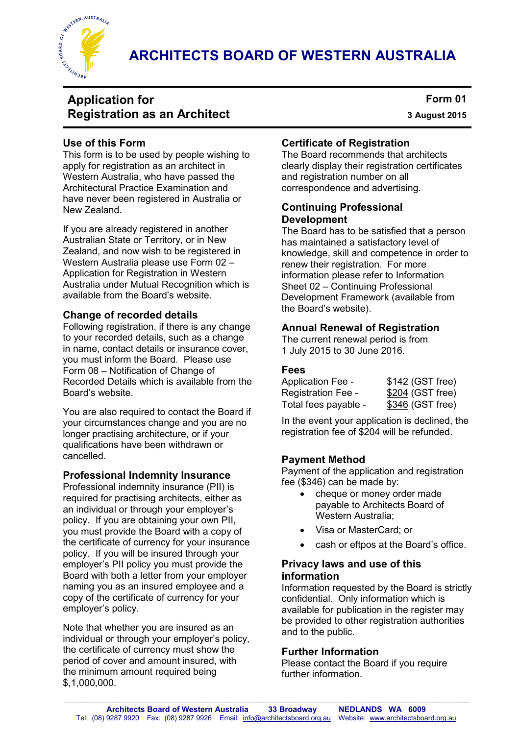# ARCHITECTS BOARD OF WESTERN AUSTRALIA

## Application for Registration as an Architect

**Form 01**

**3 August 2015**

### Use of this Form

This form is to be used by people wishing to apply for registration as an architect in Western Australia, who have passed the Architectural Practice Examination and have never been registered in Australia or New Zealand.

If you are already registered in another Australian State or Territory, or in New Zealand, and now wish to be registered in Western Australia please use Form 02 – Application for Registration in Western Australia under Mutual Recognition which is available from the Board's website.

### Change of recorded details

Following registration, if there is any change to your recorded details, such as a change in name, contact details or insurance cover, you must inform the Board. Please use Form 08 – Notification of Change of Recorded Details which is available from the Board's website.

You are also required to contact the Board if your circumstances change and you are no longer practising architecture, or if your qualifications have been withdrawn or cancelled.

### Professional Indemnity Insurance

Professional indemnity insurance (PII) is required for practising architects, either as an individual or through your employer's policy. If you are obtaining your own PII, you must provide the Board with a copy of the certificate of currency for your insurance policy. If you will be insured through your employer's PII policy you must provide the Board with both a letter from your employer naming you as an insured employee and a copy of the certificate of currency for your employer's policy.

Note that whether you are insured as an individual or through your employer's policy, the certificate of currency must show the period of cover and amount insured, with the minimum amount required being $,1,000,000.

### Certificate of Registration

The Board recommends that architects clearly display their registration certificates and registration number on all correspondence and advertising.

### Continuing Professional Development

The Board has to be satisfied that a person has maintained a satisfactory level of knowledge, skill and competence in order to renew their registration. For more information please refer to Information Sheet 02 – Continuing Professional Development Framework (available from the Board's website).

### Annual Renewal of Registration

The current renewal period is from 1 July 2015 to 30 June 2016.

### Fees

| | |
|---|---|
| Application Fee - | $142 (GST free) |
| Registration Fee - | $204 (GST free) |
| Total fees payable - | $346 (GST free) |

In the event your application is declined, the registration fee of $204 will be refunded.

### Payment Method

Payment of the application and registration fee ($346) can be made by:

- cheque or money order made payable to Architects Board of Western Australia;
- Visa or MasterCard; or
- cash or eftpos at the Board's office.

### Privacy laws and use of this information

Information requested by the Board is strictly confidential. Only information which is available for publication in the register may be provided to other registration authorities and to the public.

### Further Information

Please contact the Board if you require further information.

**Architects Board of Western Australia** **33 Broadway** **NEDLANDS WA 6009**
Tel: (08) 9287 9920 Fax: (08) 9287 9926 Email: info@architectsboard.org.au Website: www.architectsboard.org.au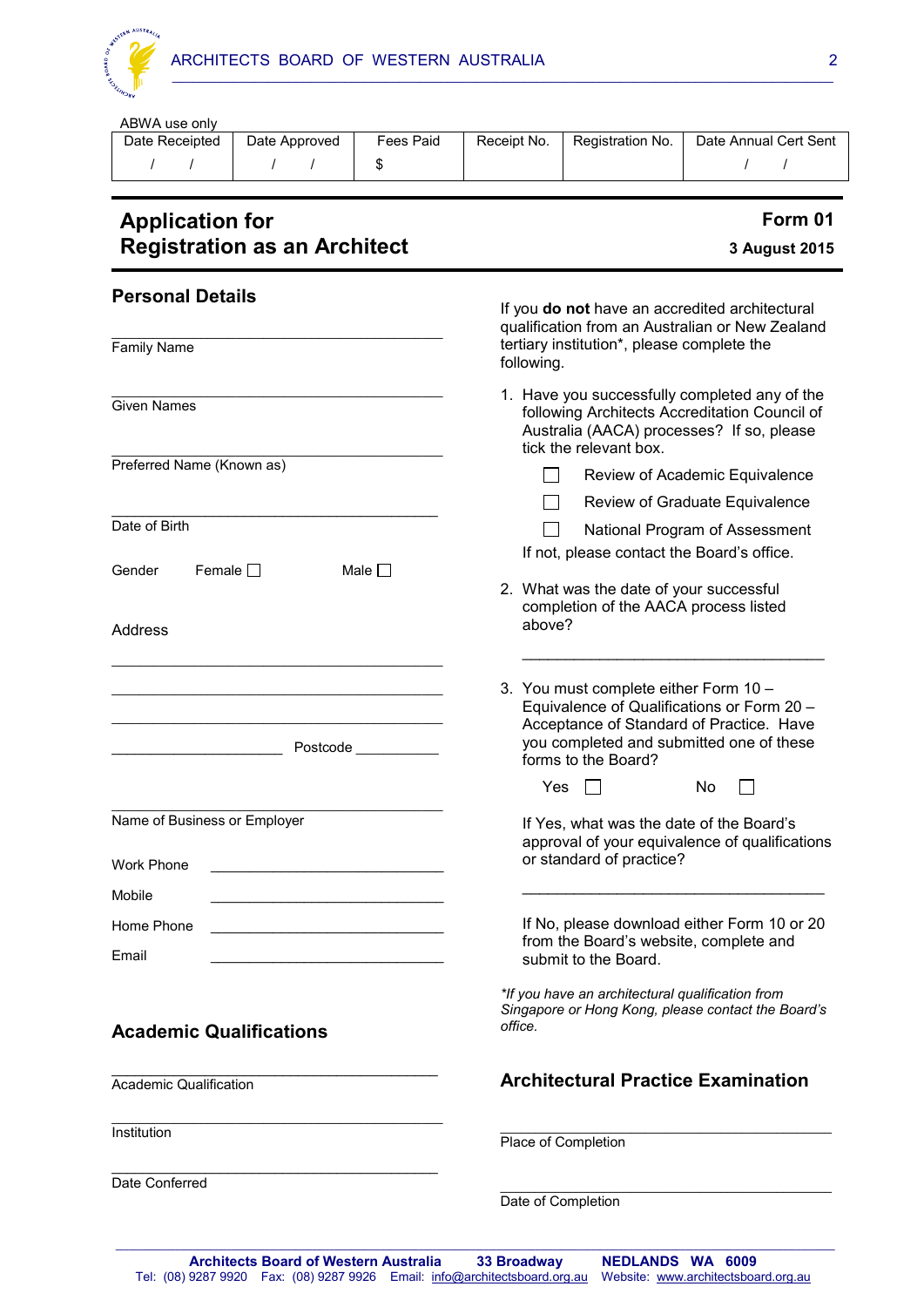ABWA use only

| Date Receipted | Date Approved | Fees Paid | Receipt No. | Registration No. | Date Annual Cert Sent |
|---|---|---|---|---|---|
| / / | / / | $ | | | / / |

# Application for Registration as an Architect

**Form 01**

**3 August 2015**

## Personal Details

______________________________
Family Name

______________________________
Given Names

______________________________
Preferred Name (Known as)

______________________________
Date of Birth

Gender Female ☐ Male ☐

Address

______________________________

______________________________

______________________________

______________________ Postcode __________

______________________________
Name of Business or Employer

Work Phone ______________________________

Mobile ______________________________

Home Phone ______________________________

Email ______________________________

## Academic Qualifications

______________________________
Academic Qualification

______________________________
Institution

______________________________
Date Conferred

If you **do not** have an accredited architectural qualification from an Australian or New Zealand tertiary institution*, please complete the following.

1. Have you successfully completed any of the following Architects Accreditation Council of Australia (AACA) processes? If so, please tick the relevant box.

   ☐ Review of Academic Equivalence

   ☐ Review of Graduate Equivalence

   ☐ National Program of Assessment

   If not, please contact the Board's office.

2. What was the date of your successful completion of the AACA process listed above?

   ______________________________

3. You must complete either Form 10 – Equivalence of Qualifications or Form 20 – Acceptance of Standard of Practice. Have you completed and submitted one of these forms to the Board?

   Yes ☐ No ☐

   If Yes, what was the date of the Board's approval of your equivalence of qualifications or standard of practice?

   ______________________________

   If No, please download either Form 10 or 20 from the Board's website, complete and submit to the Board.

*\*If you have an architectural qualification from Singapore or Hong Kong, please contact the Board's office.*

## Architectural Practice Examination

______________________________
Place of Completion

______________________________
Date of Completion

**Architects Board of Western Australia 33 Broadway NEDLANDS WA 6009**
Tel: (08) 9287 9920 Fax: (08) 9287 9926 Email: info@architectsboard.org.au Website: www.architectsboard.org.au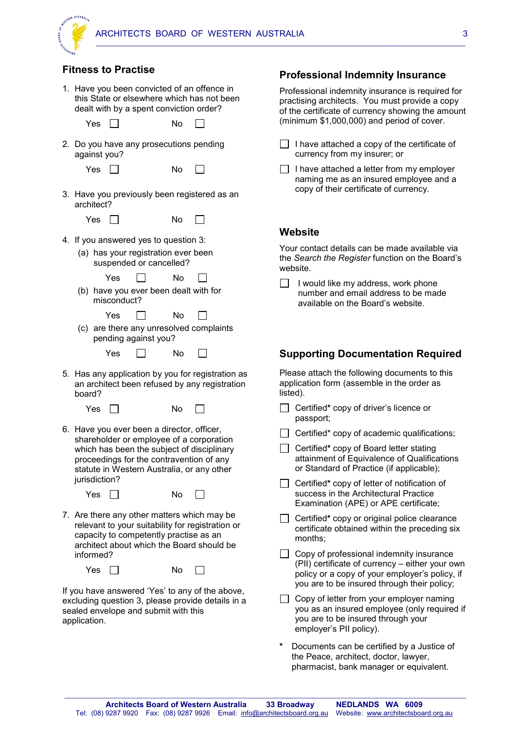## Fitness to Practise

1. Have you been convicted of an offence in this State or elsewhere which has not been dealt with by a spent conviction order?

   Yes ☐ No ☐

2. Do you have any prosecutions pending against you?

   Yes ☐ No ☐

3. Have you previously been registered as an architect?

   Yes ☐ No ☐

4. If you answered yes to question 3:

   (a) has your registration ever been suspended or cancelled?

   Yes ☐ No ☐

   (b) have you ever been dealt with for misconduct?

   Yes ☐ No ☐

   (c) are there any unresolved complaints pending against you?

   Yes ☐ No ☐

5. Has any application by you for registration as an architect been refused by any registration board?

   Yes ☐ No ☐

6. Have you ever been a director, officer, shareholder or employee of a corporation which has been the subject of disciplinary proceedings for the contravention of any statute in Western Australia, or any other jurisdiction?

   Yes ☐ No ☐

7. Are there any other matters which may be relevant to your suitability for registration or capacity to competently practise as an architect about which the Board should be informed?

   Yes ☐ No ☐

If you have answered 'Yes' to any of the above, excluding question 3, please provide details in a sealed envelope and submit with this application.

## Professional Indemnity Insurance

Professional indemnity insurance is required for practising architects. You must provide a copy of the certificate of currency showing the amount (minimum $1,000,000) and period of cover.

☐ I have attached a copy of the certificate of currency from my insurer; or

☐ I have attached a letter from my employer naming me as an insured employee and a copy of their certificate of currency.

## Website

Your contact details can be made available via the *Search the Register* function on the Board's website.

☐ I would like my address, work phone number and email address to be made available on the Board's website.

## Supporting Documentation Required

Please attach the following documents to this application form (assemble in the order as listed).

☐ Certified* copy of driver's licence or passport;

☐ Certified* copy of academic qualifications;

☐ Certified* copy of Board letter stating attainment of Equivalence of Qualifications or Standard of Practice (if applicable);

☐ Certified* copy of letter of notification of success in the Architectural Practice Examination (APE) or APE certificate;

☐ Certified* copy or original police clearance certificate obtained within the preceding six months;

☐ Copy of professional indemnity insurance (PII) certificate of currency – either your own policy or a copy of your employer's policy, if you are to be insured through their policy;

☐ Copy of letter from your employer naming you as an insured employee (only required if you are to be insured through your employer's PII policy).

\* Documents can be certified by a Justice of the Peace, architect, doctor, lawyer, pharmacist, bank manager or equivalent.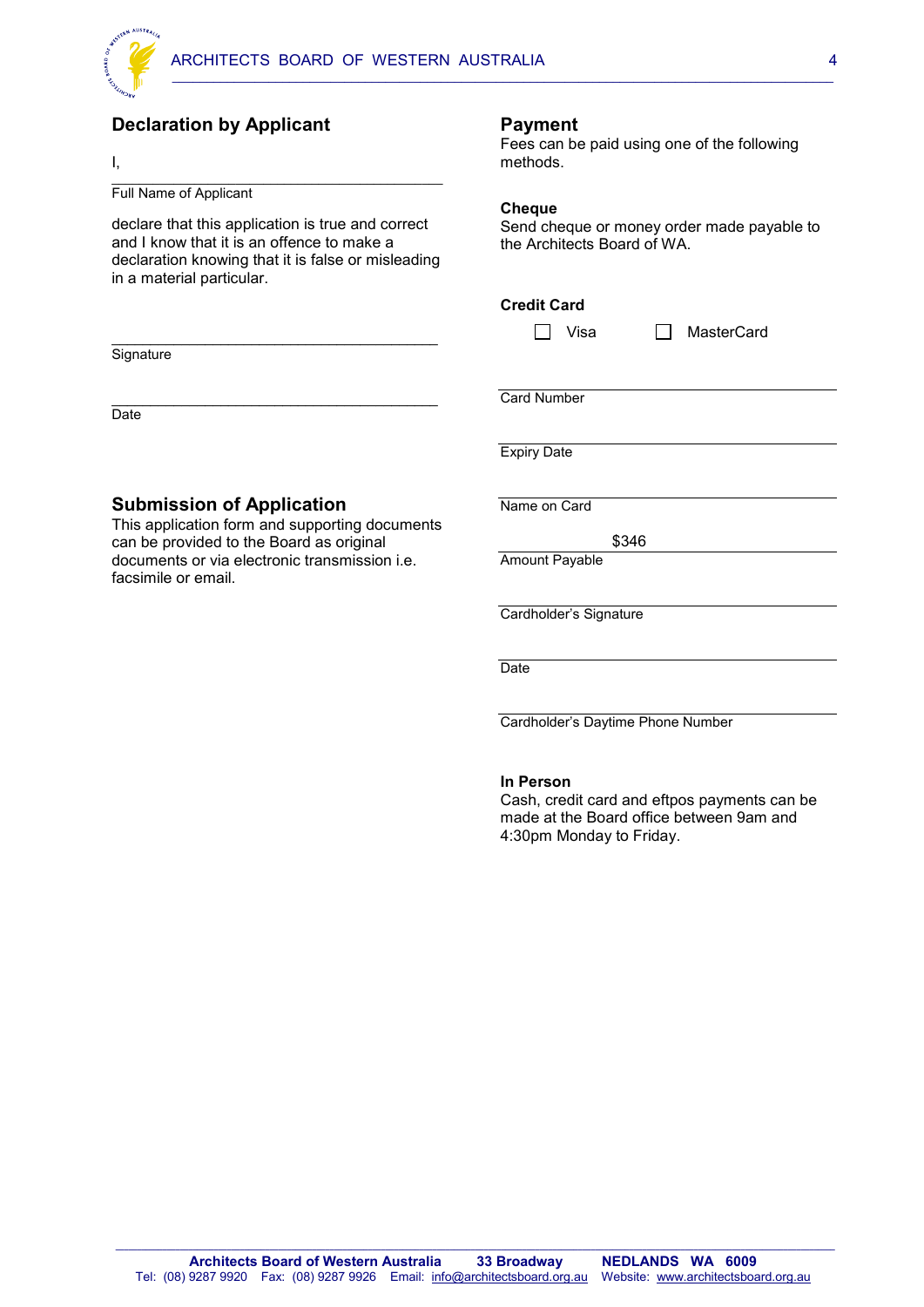## Declaration by Applicant

I, \_\_\_\_\_\_\_\_\_\_\_\_\_\_\_\_\_\_\_\_\_\_\_\_\_\_\_\_\_\_\_\_\_\_\_\_\_\_\_\_

Full Name of Applicant

declare that this application is true and correct and I know that it is an offence to make a declaration knowing that it is false or misleading in a material particular.

\_\_\_\_\_\_\_\_\_\_\_\_\_\_\_\_\_\_\_\_\_\_\_\_\_\_\_\_\_\_\_\_\_\_\_\_\_\_\_\_

Signature

\_\_\_\_\_\_\_\_\_\_\_\_\_\_\_\_\_\_\_\_\_\_\_\_\_\_\_\_\_\_\_\_\_\_\_\_\_\_\_\_

Date

## Submission of Application

This application form and supporting documents can be provided to the Board as original documents or via electronic transmission i.e. facsimile or email.

## Payment

Fees can be paid using one of the following methods.

**Cheque**

Send cheque or money order made payable to the Architects Board of WA.

**Credit Card**

☐ Visa ☐ MasterCard

\_\_\_\_\_\_\_\_\_\_\_\_\_\_\_\_\_\_\_\_\_\_\_\_\_\_\_\_\_\_\_\_\_\_\_\_\_\_\_\_

Card Number

\_\_\_\_\_\_\_\_\_\_\_\_\_\_\_\_\_\_\_\_\_\_\_\_\_\_\_\_\_\_\_\_\_\_\_\_\_\_\_\_

Expiry Date

\_\_\_\_\_\_\_\_\_\_\_\_\_\_\_\_\_\_\_\_\_\_\_\_\_\_\_\_\_\_\_\_\_\_\_\_\_\_\_\_

Name on Card

$346

Amount Payable

\_\_\_\_\_\_\_\_\_\_\_\_\_\_\_\_\_\_\_\_\_\_\_\_\_\_\_\_\_\_\_\_\_\_\_\_\_\_\_\_

Cardholder's Signature

\_\_\_\_\_\_\_\_\_\_\_\_\_\_\_\_\_\_\_\_\_\_\_\_\_\_\_\_\_\_\_\_\_\_\_\_\_\_\_\_

Date

\_\_\_\_\_\_\_\_\_\_\_\_\_\_\_\_\_\_\_\_\_\_\_\_\_\_\_\_\_\_\_\_\_\_\_\_\_\_\_\_

Cardholder's Daytime Phone Number

**In Person**

Cash, credit card and eftpos payments can be made at the Board office between 9am and 4:30pm Monday to Friday.